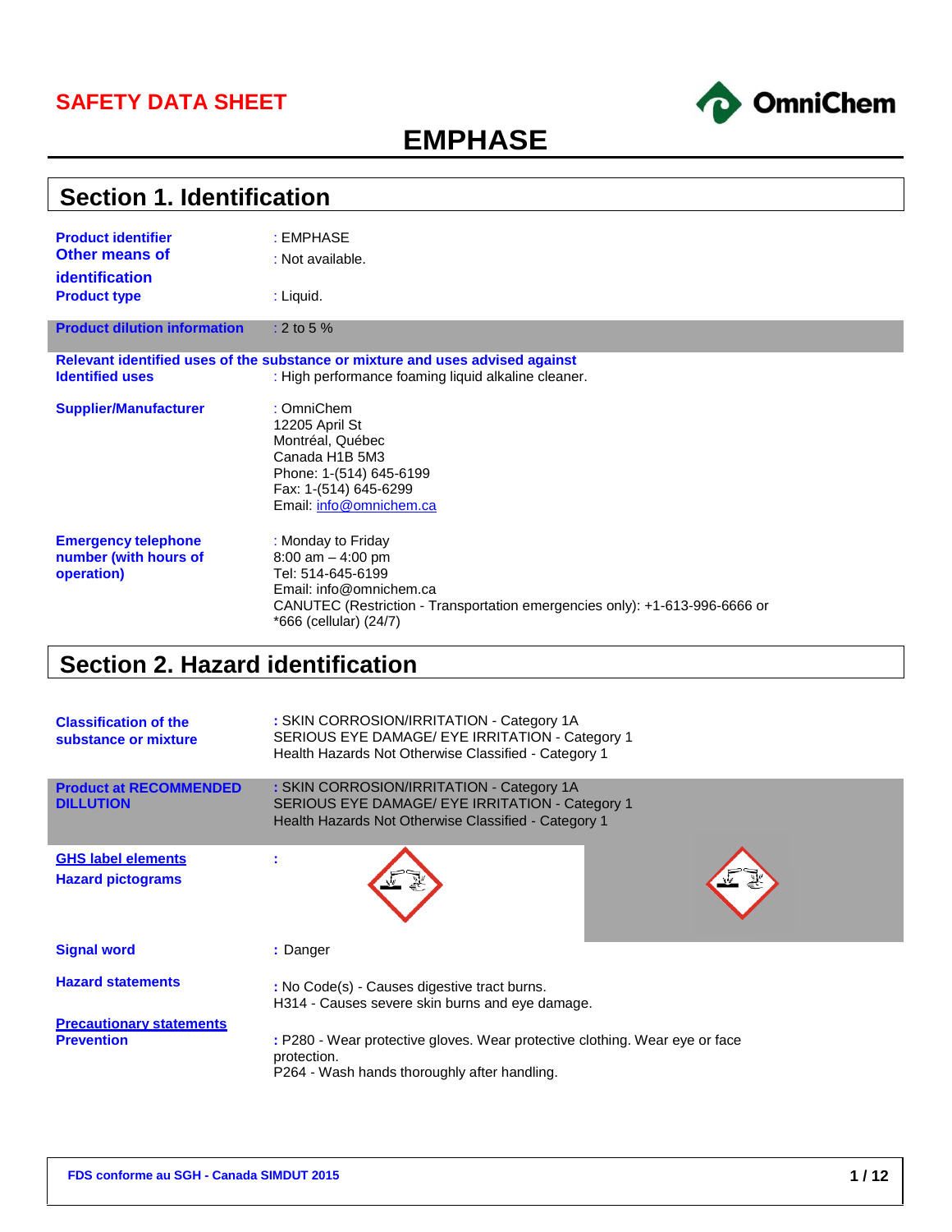# SAFETY DATA SHEET

# EMPHASE

## Section 1. Identification

| | |
|---|---|
| **Product identifier** | : EMPHASE |
| **Other means of identification** | : Not available. |
| **Product type** | : Liquid. |
| **Product dilution information** | : 2 to 5 % |

**Relevant identified uses of the substance or mixture and uses advised against**

| | |
|---|---|
| **Identified uses** | : High performance foaming liquid alkaline cleaner. |
| **Supplier/Manufacturer** | : OmniChem<br>12205 April St<br>Montréal, Québec<br>Canada H1B 5M3<br>Phone: 1-(514) 645-6199<br>Fax: 1-(514) 645-6299<br>Email: info@omnichem.ca |
| **Emergency telephone number (with hours of operation)** | : Monday to Friday<br>8:00 am – 4:00 pm<br>Tel: 514-645-6199<br>Email: info@omnichem.ca<br>CANUTEC (Restriction - Transportation emergencies only): +1-613-996-6666 or *666 (cellular) (24/7) |

## Section 2. Hazard identification

| | |
|---|---|
| **Classification of the substance or mixture** | : SKIN CORROSION/IRRITATION - Category 1A<br>SERIOUS EYE DAMAGE/ EYE IRRITATION - Category 1<br>Health Hazards Not Otherwise Classified - Category 1 |
| **Product at RECOMMENDED DILLUTION** | : SKIN CORROSION/IRRITATION - Category 1A<br>SERIOUS EYE DAMAGE/ EYE IRRITATION - Category 1<br>Health Hazards Not Otherwise Classified - Category 1 |

**GHS label elements**

| | |
|---|---|
| **Hazard pictograms** | : |
| **Signal word** | : Danger |
| **Hazard statements** | : No Code(s) - Causes digestive tract burns.<br>H314 - Causes severe skin burns and eye damage. |

**Precautionary statements**

| | |
|---|---|
| **Prevention** | : P280 - Wear protective gloves. Wear protective clothing. Wear eye or face protection.<br>P264 - Wash hands thoroughly after handling. |

FDS conforme au SGH - Canada SIMDUT 2015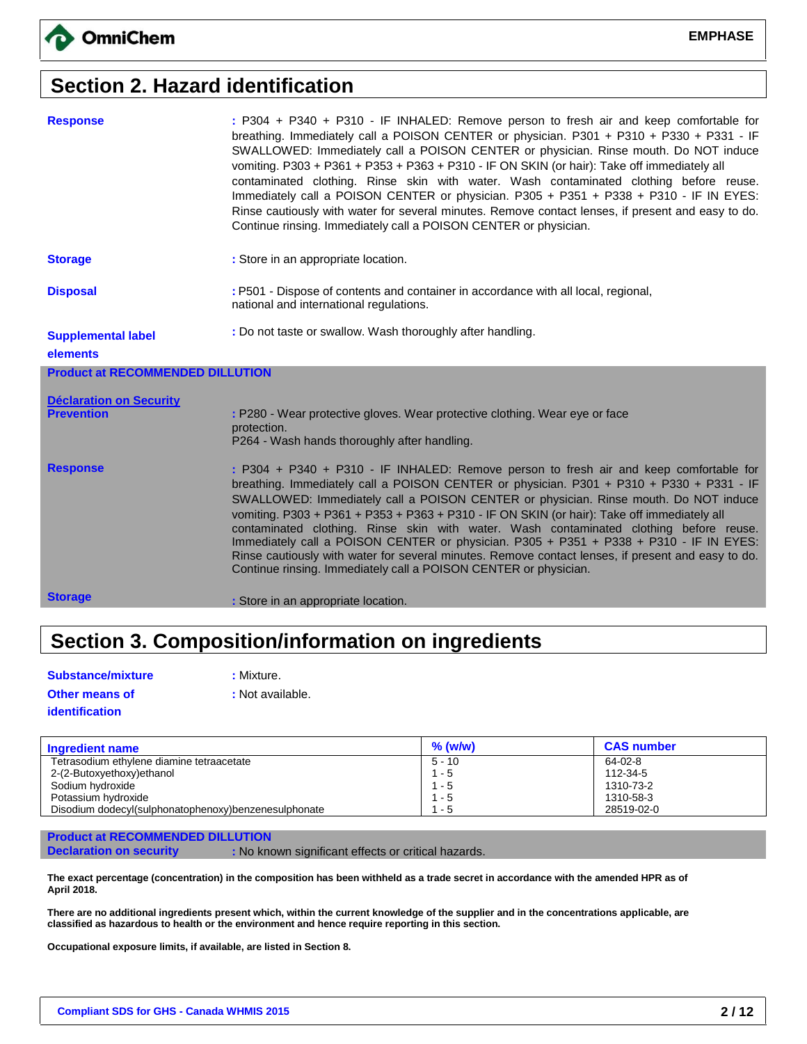## Section 2. Hazard identification

**Response** : P304 + P340 + P310 - IF INHALED: Remove person to fresh air and keep comfortable for breathing. Immediately call a POISON CENTER or physician. P301 + P310 + P330 + P331 - IF SWALLOWED: Immediately call a POISON CENTER or physician. Rinse mouth. Do NOT induce vomiting. P303 + P361 + P353 + P363 + P310 - IF ON SKIN (or hair): Take off immediately all contaminated clothing. Rinse skin with water. Wash contaminated clothing before reuse. Immediately call a POISON CENTER or physician. P305 + P351 + P338 + P310 - IF IN EYES: Rinse cautiously with water for several minutes. Remove contact lenses, if present and easy to do. Continue rinsing. Immediately call a POISON CENTER or physician.

**Storage** : Store in an appropriate location.

**Disposal** : P501 - Dispose of contents and container in accordance with all local, regional, national and international regulations.

**Supplemental label elements** : Do not taste or swallow. Wash thoroughly after handling.

**Product at RECOMMENDED DILLUTION**

**Déclaration on Security**

**Prevention** : P280 - Wear protective gloves. Wear protective clothing. Wear eye or face protection.
P264 - Wash hands thoroughly after handling.

**Response** : P304 + P340 + P310 - IF INHALED: Remove person to fresh air and keep comfortable for breathing. Immediately call a POISON CENTER or physician. P301 + P310 + P330 + P331 - IF SWALLOWED: Immediately call a POISON CENTER or physician. Rinse mouth. Do NOT induce vomiting. P303 + P361 + P353 + P363 + P310 - IF ON SKIN (or hair): Take off immediately all contaminated clothing. Rinse skin with water. Wash contaminated clothing before reuse. Immediately call a POISON CENTER or physician. P305 + P351 + P338 + P310 - IF IN EYES: Rinse cautiously with water for several minutes. Remove contact lenses, if present and easy to do. Continue rinsing. Immediately call a POISON CENTER or physician.

**Storage** : Store in an appropriate location.

## Section 3. Composition/information on ingredients

**Substance/mixture** : Mixture.

**Other means of identification** : Not available.

| Ingredient name | % (w/w) | CAS number |
|---|---|---|
| Tetrasodium ethylene diamine tetraacetate | 5 - 10 | 64-02-8 |
| 2-(2-Butoxyethoxy)ethanol | 1 - 5 | 112-34-5 |
| Sodium hydroxide | 1 - 5 | 1310-73-2 |
| Potassium hydroxide | 1 - 5 | 1310-58-3 |
| Disodium dodecyl(sulphonatophenoxy)benzenesulphonate | 1 - 5 | 28519-02-0 |

**Product at RECOMMENDED DILLUTION**

**Declaration on security** : No known significant effects or critical hazards.

**The exact percentage (concentration) in the composition has been withheld as a trade secret in accordance with the amended HPR as of April 2018.**

**There are no additional ingredients present which, within the current knowledge of the supplier and in the concentrations applicable, are classified as hazardous to health or the environment and hence require reporting in this section.**

**Occupational exposure limits, if available, are listed in Section 8.**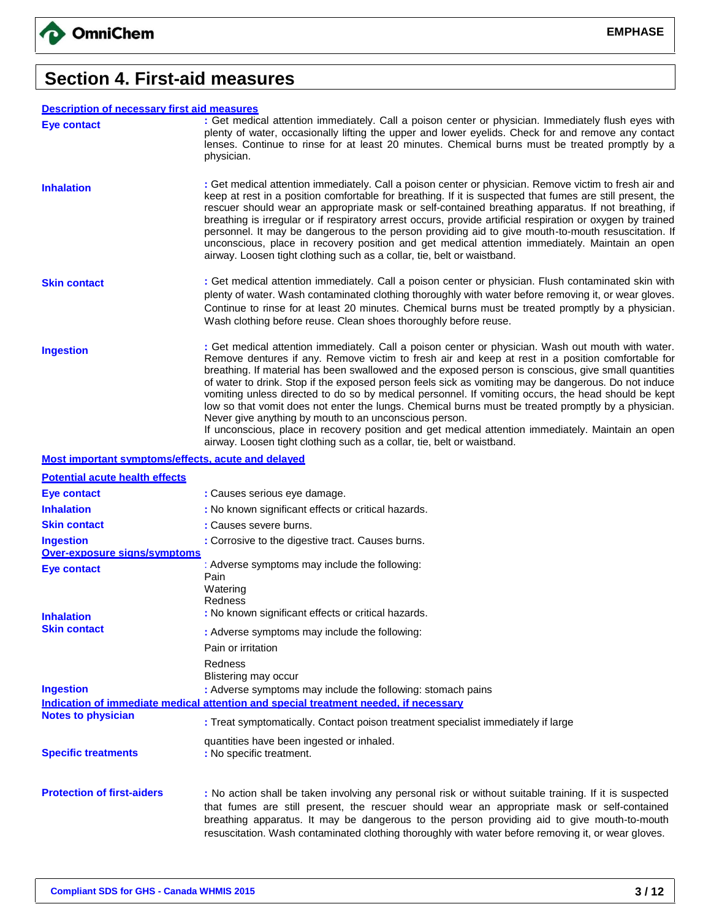# Section 4. First-aid measures

## Description of necessary first aid measures

**Eye contact**
: Get medical attention immediately. Call a poison center or physician. Immediately flush eyes with plenty of water, occasionally lifting the upper and lower eyelids. Check for and remove any contact lenses. Continue to rinse for at least 20 minutes. Chemical burns must be treated promptly by a physician.

**Inhalation**
: Get medical attention immediately. Call a poison center or physician. Remove victim to fresh air and keep at rest in a position comfortable for breathing. If it is suspected that fumes are still present, the rescuer should wear an appropriate mask or self-contained breathing apparatus. If not breathing, if breathing is irregular or if respiratory arrest occurs, provide artificial respiration or oxygen by trained personnel. It may be dangerous to the person providing aid to give mouth-to-mouth resuscitation. If unconscious, place in recovery position and get medical attention immediately. Maintain an open airway. Loosen tight clothing such as a collar, tie, belt or waistband.

**Skin contact**
: Get medical attention immediately. Call a poison center or physician. Flush contaminated skin with plenty of water. Wash contaminated clothing thoroughly with water before removing it, or wear gloves. Continue to rinse for at least 20 minutes. Chemical burns must be treated promptly by a physician. Wash clothing before reuse. Clean shoes thoroughly before reuse.

**Ingestion**
: Get medical attention immediately. Call a poison center or physician. Wash out mouth with water. Remove dentures if any. Remove victim to fresh air and keep at rest in a position comfortable for breathing. If material has been swallowed and the exposed person is conscious, give small quantities of water to drink. Stop if the exposed person feels sick as vomiting may be dangerous. Do not induce vomiting unless directed to do so by medical personnel. If vomiting occurs, the head should be kept low so that vomit does not enter the lungs. Chemical burns must be treated promptly by a physician. Never give anything by mouth to an unconscious person.
If unconscious, place in recovery position and get medical attention immediately. Maintain an open airway. Loosen tight clothing such as a collar, tie, belt or waistband.

## Most important symptoms/effects, acute and delayed

### Potential acute health effects

**Eye contact** : Causes serious eye damage.

**Inhalation** : No known significant effects or critical hazards.

**Skin contact** : Causes severe burns.

**Ingestion** : Corrosive to the digestive tract. Causes burns.

### Over-exposure signs/symptoms

**Eye contact** : Adverse symptoms may include the following:
Pain
Watering
Redness

**Inhalation** : No known significant effects or critical hazards.

**Skin contact** : Adverse symptoms may include the following:
Pain or irritation
Redness
Blistering may occur

**Ingestion** : Adverse symptoms may include the following: stomach pains

## Indication of immediate medical attention and special treatment needed, if necessary

**Notes to physician** : Treat symptomatically. Contact poison treatment specialist immediately if large quantities have been ingested or inhaled.

**Specific treatments** : No specific treatment.

**Protection of first-aiders** : No action shall be taken involving any personal risk or without suitable training. If it is suspected that fumes are still present, the rescuer should wear an appropriate mask or self-contained breathing apparatus. It may be dangerous to the person providing aid to give mouth-to-mouth resuscitation. Wash contaminated clothing thoroughly with water before removing it, or wear gloves.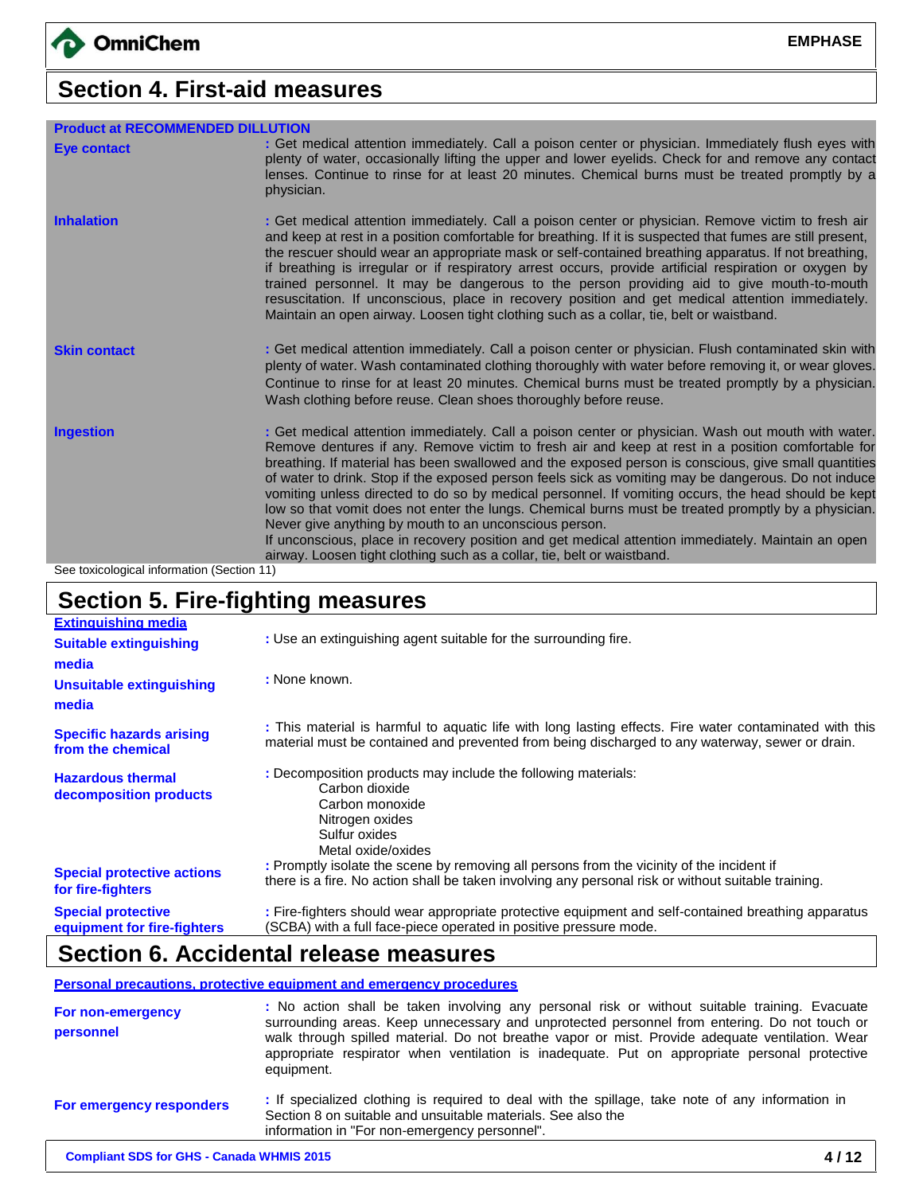## Section 4. First-aid measures

**Product at RECOMMENDED DILUTION**

| | |
|---|---|
| **Eye contact** | : Get medical attention immediately. Call a poison center or physician. Immediately flush eyes with plenty of water, occasionally lifting the upper and lower eyelids. Check for and remove any contact lenses. Continue to rinse for at least 20 minutes. Chemical burns must be treated promptly by a physician. |
| **Inhalation** | : Get medical attention immediately. Call a poison center or physician. Remove victim to fresh air and keep at rest in a position comfortable for breathing. If it is suspected that fumes are still present, the rescuer should wear an appropriate mask or self-contained breathing apparatus. If not breathing, if breathing is irregular or if respiratory arrest occurs, provide artificial respiration or oxygen by trained personnel. It may be dangerous to the person providing aid to give mouth-to-mouth resuscitation. If unconscious, place in recovery position and get medical attention immediately. Maintain an open airway. Loosen tight clothing such as a collar, tie, belt or waistband. |
| **Skin contact** | : Get medical attention immediately. Call a poison center or physician. Flush contaminated skin with plenty of water. Wash contaminated clothing thoroughly with water before removing it, or wear gloves. Continue to rinse for at least 20 minutes. Chemical burns must be treated promptly by a physician. Wash clothing before reuse. Clean shoes thoroughly before reuse. |
| **Ingestion** | : Get medical attention immediately. Call a poison center or physician. Wash out mouth with water. Remove dentures if any. Remove victim to fresh air and keep at rest in a position comfortable for breathing. If material has been swallowed and the exposed person is conscious, give small quantities of water to drink. Stop if the exposed person feels sick as vomiting may be dangerous. Do not induce vomiting unless directed to do so by medical personnel. If vomiting occurs, the head should be kept low so that vomit does not enter the lungs. Chemical burns must be treated promptly by a physician. Never give anything by mouth to an unconscious person. If unconscious, place in recovery position and get medical attention immediately. Maintain an open airway. Loosen tight clothing such as a collar, tie, belt or waistband. |

See toxicological information (Section 11)

## Section 5. Fire-fighting measures

**Extinguishing media**

| | |
|---|---|
| **Suitable extinguishing media** | : Use an extinguishing agent suitable for the surrounding fire. |
| **Unsuitable extinguishing media** | : None known. |
| **Specific hazards arising from the chemical** | : This material is harmful to aquatic life with long lasting effects. Fire water contaminated with this material must be contained and prevented from being discharged to any waterway, sewer or drain. |
| **Hazardous thermal decomposition products** | : Decomposition products may include the following materials: Carbon dioxide, Carbon monoxide, Nitrogen oxides, Sulfur oxides, Metal oxide/oxides |
| **Special protective actions for fire-fighters** | : Promptly isolate the scene by removing all persons from the vicinity of the incident if there is a fire. No action shall be taken involving any personal risk or without suitable training. |
| **Special protective equipment for fire-fighters** | : Fire-fighters should wear appropriate protective equipment and self-contained breathing apparatus (SCBA) with a full face-piece operated in positive pressure mode. |

## Section 6. Accidental release measures

**Personal precautions, protective equipment and emergency procedures**

| | |
|---|---|
| **For non-emergency personnel** | : No action shall be taken involving any personal risk or without suitable training. Evacuate surrounding areas. Keep unnecessary and unprotected personnel from entering. Do not touch or walk through spilled material. Do not breathe vapor or mist. Provide adequate ventilation. Wear appropriate respirator when ventilation is inadequate. Put on appropriate personal protective equipment. |
| **For emergency responders** | : If specialized clothing is required to deal with the spillage, take note of any information in Section 8 on suitable and unsuitable materials. See also the information in "For non-emergency personnel". |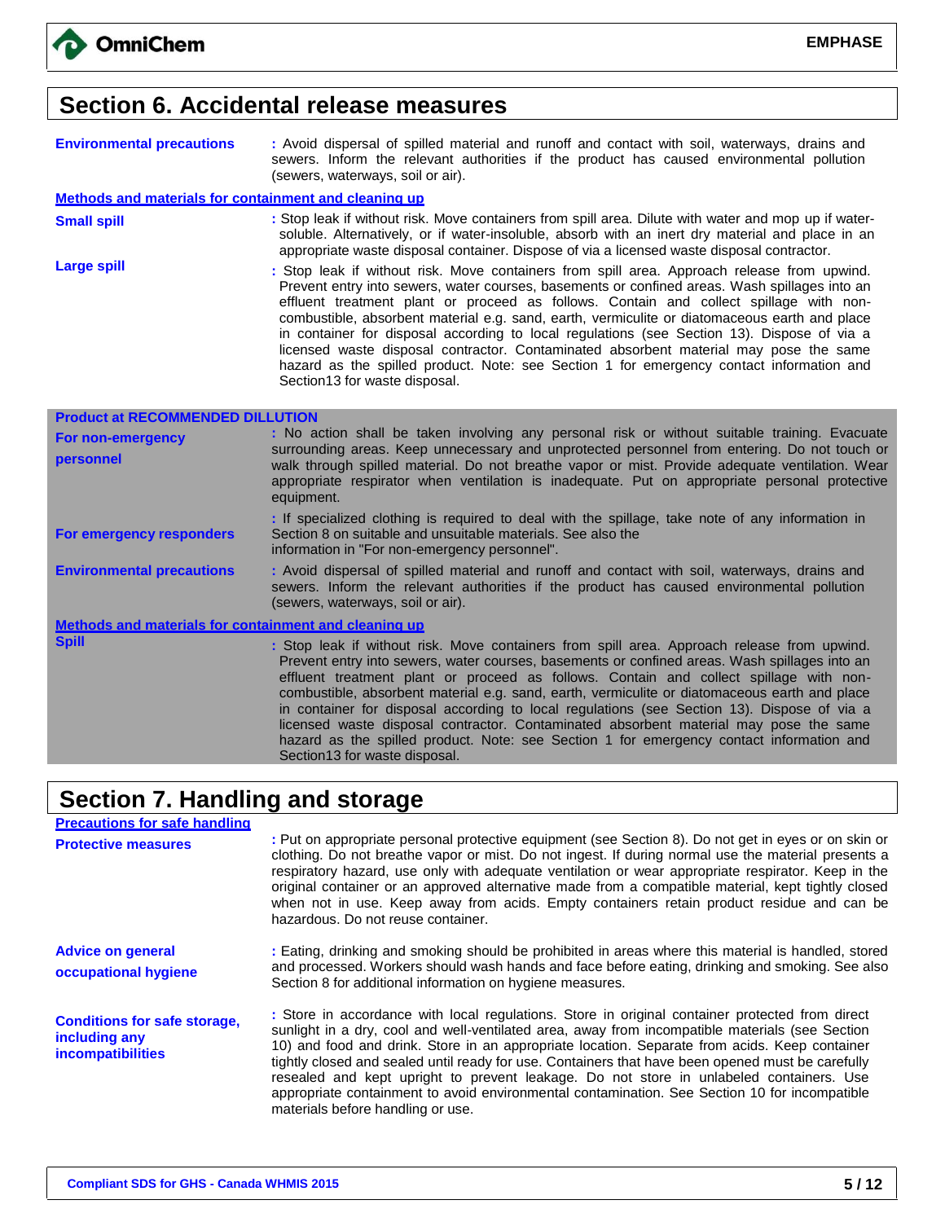## Section 6. Accidental release measures

**Environmental precautions** : Avoid dispersal of spilled material and runoff and contact with soil, waterways, drains and sewers. Inform the relevant authorities if the product has caused environmental pollution (sewers, waterways, soil or air).

**Methods and materials for containment and cleaning up**

**Small spill** : Stop leak if without risk. Move containers from spill area. Dilute with water and mop up if water-soluble. Alternatively, or if water-insoluble, absorb with an inert dry material and place in an appropriate waste disposal container. Dispose of via a licensed waste disposal contractor.

**Large spill** : Stop leak if without risk. Move containers from spill area. Approach release from upwind. Prevent entry into sewers, water courses, basements or confined areas. Wash spillages into an effluent treatment plant or proceed as follows. Contain and collect spillage with non-combustible, absorbent material e.g. sand, earth, vermiculite or diatomaceous earth and place in container for disposal according to local regulations (see Section 13). Dispose of via a licensed waste disposal contractor. Contaminated absorbent material may pose the same hazard as the spilled product. Note: see Section 1 for emergency contact information and Section13 for waste disposal.

**Product at RECOMMENDED DILLUTION**

**For non-emergency personnel** : No action shall be taken involving any personal risk or without suitable training. Evacuate surrounding areas. Keep unnecessary and unprotected personnel from entering. Do not touch or walk through spilled material. Do not breathe vapor or mist. Provide adequate ventilation. Wear appropriate respirator when ventilation is inadequate. Put on appropriate personal protective equipment.

**For emergency responders** : If specialized clothing is required to deal with the spillage, take note of any information in Section 8 on suitable and unsuitable materials. See also the information in "For non-emergency personnel".

**Environmental precautions** : Avoid dispersal of spilled material and runoff and contact with soil, waterways, drains and sewers. Inform the relevant authorities if the product has caused environmental pollution (sewers, waterways, soil or air).

**Methods and materials for containment and cleaning up**

**Spill** : Stop leak if without risk. Move containers from spill area. Approach release from upwind. Prevent entry into sewers, water courses, basements or confined areas. Wash spillages into an effluent treatment plant or proceed as follows. Contain and collect spillage with non-combustible, absorbent material e.g. sand, earth, vermiculite or diatomaceous earth and place in container for disposal according to local regulations (see Section 13). Dispose of via a licensed waste disposal contractor. Contaminated absorbent material may pose the same hazard as the spilled product. Note: see Section 1 for emergency contact information and Section13 for waste disposal.

## Section 7. Handling and storage

**Precautions for safe handling**

**Protective measures** : Put on appropriate personal protective equipment (see Section 8). Do not get in eyes or on skin or clothing. Do not breathe vapor or mist. Do not ingest. If during normal use the material presents a respiratory hazard, use only with adequate ventilation or wear appropriate respirator. Keep in the original container or an approved alternative made from a compatible material, kept tightly closed when not in use. Keep away from acids. Empty containers retain product residue and can be hazardous. Do not reuse container.

**Advice on general occupational hygiene** : Eating, drinking and smoking should be prohibited in areas where this material is handled, stored and processed. Workers should wash hands and face before eating, drinking and smoking. See also Section 8 for additional information on hygiene measures.

**Conditions for safe storage, including any incompatibilities** : Store in accordance with local regulations. Store in original container protected from direct sunlight in a dry, cool and well-ventilated area, away from incompatible materials (see Section 10) and food and drink. Store in an appropriate location. Separate from acids. Keep container tightly closed and sealed until ready for use. Containers that have been opened must be carefully resealed and kept upright to prevent leakage. Do not store in unlabeled containers. Use appropriate containment to avoid environmental contamination. See Section 10 for incompatible materials before handling or use.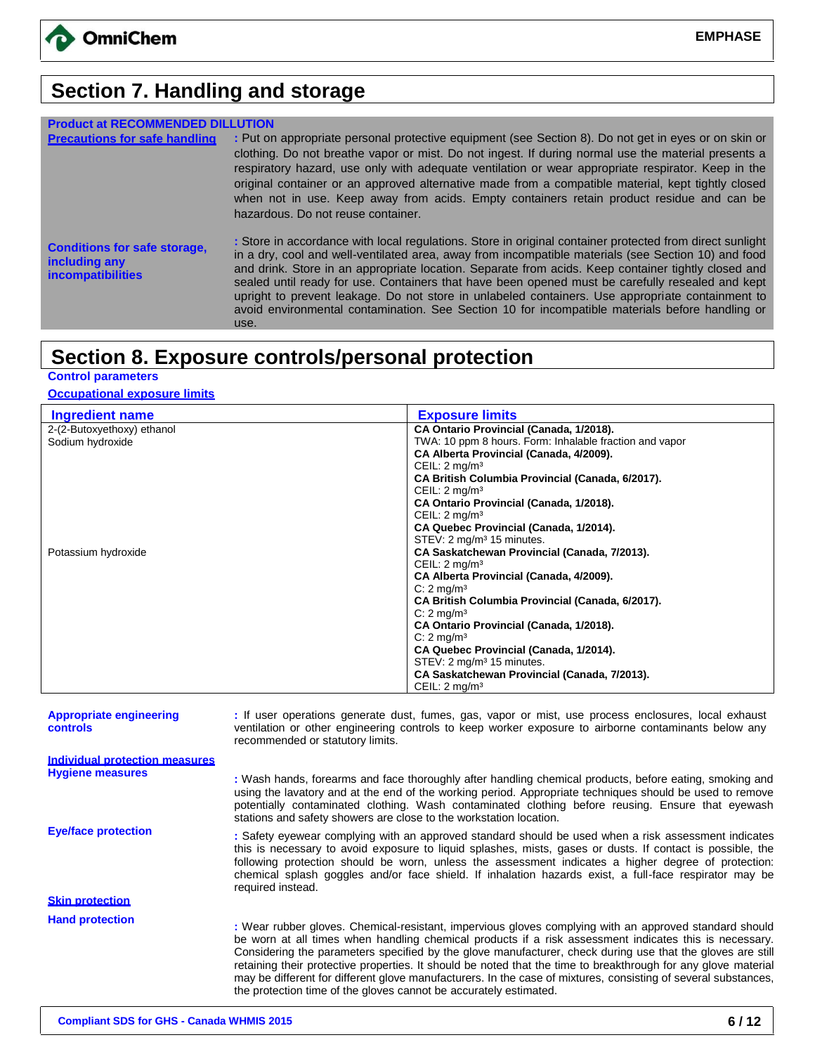## Section 7. Handling and storage

**Product at RECOMMENDED DILLUTION**

**Precautions for safe handling** : Put on appropriate personal protective equipment (see Section 8). Do not get in eyes or on skin or clothing. Do not breathe vapor or mist. Do not ingest. If during normal use the material presents a respiratory hazard, use only with adequate ventilation or wear appropriate respirator. Keep in the original container or an approved alternative made from a compatible material, kept tightly closed when not in use. Keep away from acids. Empty containers retain product residue and can be hazardous. Do not reuse container.

**Conditions for safe storage, including any incompatibilities** : Store in accordance with local regulations. Store in original container protected from direct sunlight in a dry, cool and well-ventilated area, away from incompatible materials (see Section 10) and food and drink. Store in an appropriate location. Separate from acids. Keep container tightly closed and sealed until ready for use. Containers that have been opened must be carefully resealed and kept upright to prevent leakage. Do not store in unlabeled containers. Use appropriate containment to avoid environmental contamination. See Section 10 for incompatible materials before handling or use.

## Section 8. Exposure controls/personal protection

**Control parameters**

**Occupational exposure limits**

| Ingredient name | Exposure limits |
|---|---|
| 2-(2-Butoxyethoxy) ethanol | **CA Ontario Provincial (Canada, 1/2018).**<br>TWA: 10 ppm 8 hours. Form: Inhalable fraction and vapor |
| Sodium hydroxide | **CA Alberta Provincial (Canada, 4/2009).**<br>CEIL: 2 mg/m³<br>**CA British Columbia Provincial (Canada, 6/2017).**<br>CEIL: 2 mg/m³<br>**CA Ontario Provincial (Canada, 1/2018).**<br>CEIL: 2 mg/m³<br>**CA Quebec Provincial (Canada, 1/2014).**<br>STEV: 2 mg/m³ 15 minutes. |
| Potassium hydroxide | **CA Saskatchewan Provincial (Canada, 7/2013).**<br>CEIL: 2 mg/m³<br>**CA Alberta Provincial (Canada, 4/2009).**<br>C: 2 mg/m³<br>**CA British Columbia Provincial (Canada, 6/2017).**<br>C: 2 mg/m³<br>**CA Ontario Provincial (Canada, 1/2018).**<br>C: 2 mg/m³<br>**CA Quebec Provincial (Canada, 1/2014).**<br>STEV: 2 mg/m³ 15 minutes.<br>**CA Saskatchewan Provincial (Canada, 7/2013).**<br>CEIL: 2 mg/m³ |

**Appropriate engineering controls** : If user operations generate dust, fumes, gas, vapor or mist, use process enclosures, local exhaust ventilation or other engineering controls to keep worker exposure to airborne contaminants below any recommended or statutory limits.

**Individual protection measures**

**Hygiene measures** : Wash hands, forearms and face thoroughly after handling chemical products, before eating, smoking and using the lavatory and at the end of the working period. Appropriate techniques should be used to remove potentially contaminated clothing. Wash contaminated clothing before reusing. Ensure that eyewash stations and safety showers are close to the workstation location.

**Eye/face protection** : Safety eyewear complying with an approved standard should be used when a risk assessment indicates this is necessary to avoid exposure to liquid splashes, mists, gases or dusts. If contact is possible, the following protection should be worn, unless the assessment indicates a higher degree of protection: chemical splash goggles and/or face shield. If inhalation hazards exist, a full-face respirator may be required instead.

**Skin protection**

**Hand protection** : Wear rubber gloves. Chemical-resistant, impervious gloves complying with an approved standard should be worn at all times when handling chemical products if a risk assessment indicates this is necessary. Considering the parameters specified by the glove manufacturer, check during use that the gloves are still retaining their protective properties. It should be noted that the time to breakthrough for any glove material may be different for different glove manufacturers. In the case of mixtures, consisting of several substances, the protection time of the gloves cannot be accurately estimated.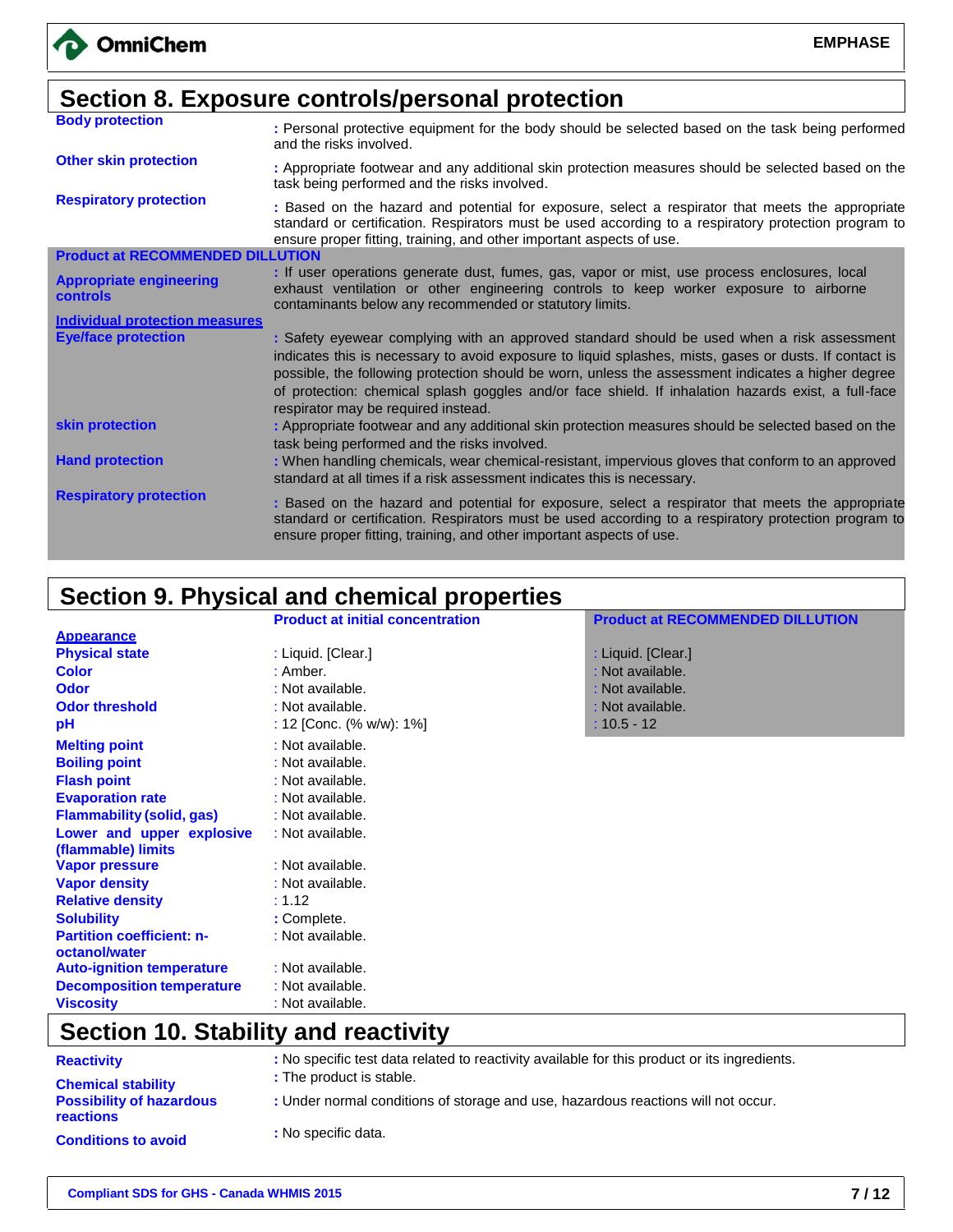## Section 8. Exposure controls/personal protection

**Body protection** : Personal protective equipment for the body should be selected based on the task being performed and the risks involved.

**Other skin protection** : Appropriate footwear and any additional skin protection measures should be selected based on the task being performed and the risks involved.

**Respiratory protection** : Based on the hazard and potential for exposure, select a respirator that meets the appropriate standard or certification. Respirators must be used according to a respiratory protection program to ensure proper fitting, training, and other important aspects of use.

**Product at RECOMMENDED DILLUTION**

**Appropriate engineering controls** : If user operations generate dust, fumes, gas, vapor or mist, use process enclosures, local exhaust ventilation or other engineering controls to keep worker exposure to airborne contaminants below any recommended or statutory limits.

**Individual protection measures**

**Eye/face protection** : Safety eyewear complying with an approved standard should be used when a risk assessment indicates this is necessary to avoid exposure to liquid splashes, mists, gases or dusts. If contact is possible, the following protection should be worn, unless the assessment indicates a higher degree of protection: chemical splash goggles and/or face shield. If inhalation hazards exist, a full-face respirator may be required instead.

**skin protection** : Appropriate footwear and any additional skin protection measures should be selected based on the task being performed and the risks involved.

**Hand protection** : When handling chemicals, wear chemical-resistant, impervious gloves that conform to an approved standard at all times if a risk assessment indicates this is necessary.

**Respiratory protection** : Based on the hazard and potential for exposure, select a respirator that meets the appropriate standard or certification. Respirators must be used according to a respiratory protection program to ensure proper fitting, training, and other important aspects of use.

## Section 9. Physical and chemical properties

| | Product at initial concentration | Product at RECOMMENDED DILLUTION |
|---|---|---|
| **Appearance** | | |
| Physical state | : Liquid. [Clear.] | : Liquid. [Clear.] |
| Color | : Amber. | : Not available. |
| Odor | : Not available. | : Not available. |
| Odor threshold | : Not available. | : Not available. |
| pH | : 12 [Conc. (% w/w): 1%] | : 10.5 - 12 |
| Melting point | : Not available. | |
| Boiling point | : Not available. | |
| Flash point | : Not available. | |
| Evaporation rate | : Not available. | |
| Flammability (solid, gas) | : Not available. | |
| Lower and upper explosive (flammable) limits | : Not available. | |
| Vapor pressure | : Not available. | |
| Vapor density | : Not available. | |
| Relative density | : 1.12 | |
| Solubility | : Complete. | |
| Partition coefficient: n-octanol/water | : Not available. | |
| Auto-ignition temperature | : Not available. | |
| Decomposition temperature | : Not available. | |
| Viscosity | : Not available. | |

## Section 10. Stability and reactivity

**Reactivity** : No specific test data related to reactivity available for this product or its ingredients.

**Chemical stability** : The product is stable.

**Possibility of hazardous reactions** : Under normal conditions of storage and use, hazardous reactions will not occur.

**Conditions to avoid** : No specific data.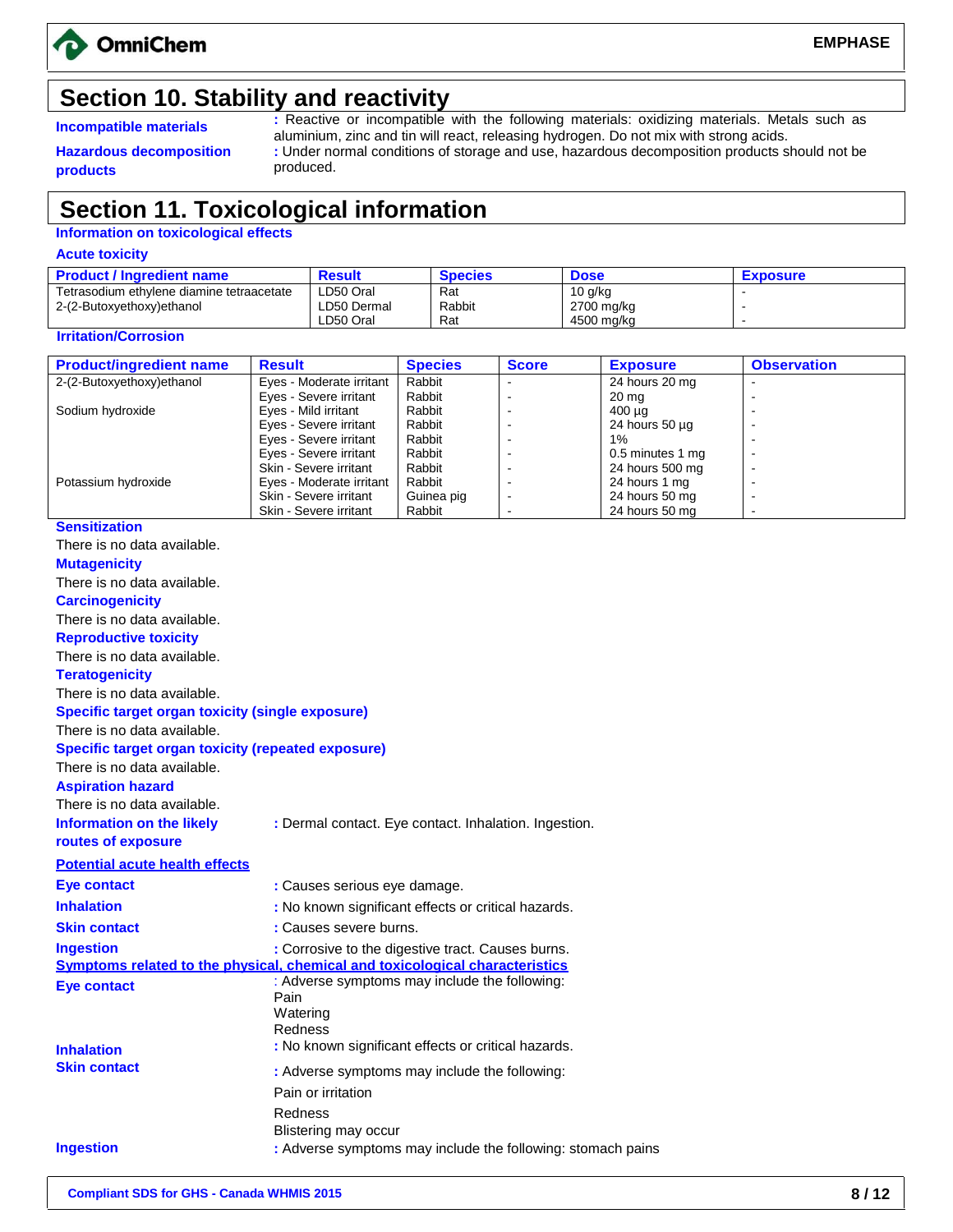## Section 10. Stability and reactivity

**Incompatible materials** : Reactive or incompatible with the following materials: oxidizing materials. Metals such as aluminium, zinc and tin will react, releasing hydrogen. Do not mix with strong acids.

**Hazardous decomposition products** : Under normal conditions of storage and use, hazardous decomposition products should not be produced.

## Section 11. Toxicological information

### Information on toxicological effects

**Acute toxicity**

| Product / Ingredient name | Result | Species | Dose | Exposure |
|---|---|---|---|---|
| Tetrasodium ethylene diamine tetraacetate | LD50 Oral | Rat | 10 g/kg | - |
| 2-(2-Butoxyethoxy)ethanol | LD50 Dermal | Rabbit | 2700 mg/kg | - |
| | LD50 Oral | Rat | 4500 mg/kg | - |

**Irritation/Corrosion**

| Product/ingredient name | Result | Species | Score | Exposure | Observation |
|---|---|---|---|---|---|
| 2-(2-Butoxyethoxy)ethanol | Eyes - Moderate irritant | Rabbit | - | 24 hours 20 mg | - |
| | Eyes - Severe irritant | Rabbit | - | 20 mg | - |
| Sodium hydroxide | Eyes - Mild irritant | Rabbit | - | 400 µg | - |
| | Eyes - Severe irritant | Rabbit | - | 24 hours 50 µg | - |
| | Eyes - Severe irritant | Rabbit | - | 1% | - |
| | Eyes - Severe irritant | Rabbit | - | 0.5 minutes 1 mg | - |
| | Skin - Severe irritant | Rabbit | - | 24 hours 500 mg | - |
| Potassium hydroxide | Eyes - Moderate irritant | Rabbit | - | 24 hours 1 mg | - |
| | Skin - Severe irritant | Guinea pig | - | 24 hours 50 mg | - |
| | Skin - Severe irritant | Rabbit | - | 24 hours 50 mg | - |

**Sensitization**

There is no data available.

**Mutagenicity**

There is no data available.

**Carcinogenicity**

There is no data available.

**Reproductive toxicity**

There is no data available.

**Teratogenicity**

There is no data available.

**Specific target organ toxicity (single exposure)**

There is no data available.

**Specific target organ toxicity (repeated exposure)**

There is no data available.

**Aspiration hazard**

There is no data available.

**Information on the likely routes of exposure** : Dermal contact. Eye contact. Inhalation. Ingestion.

**Potential acute health effects**

**Eye contact** : Causes serious eye damage.

**Inhalation** : No known significant effects or critical hazards.

**Skin contact** : Causes severe burns.

**Ingestion** : Corrosive to the digestive tract. Causes burns.

**Symptoms related to the physical, chemical and toxicological characteristics**

**Eye contact** : Adverse symptoms may include the following:
Pain
Watering
Redness

**Inhalation** : No known significant effects or critical hazards.

**Skin contact** : Adverse symptoms may include the following:
Pain or irritation
Redness
Blistering may occur

**Ingestion** : Adverse symptoms may include the following: stomach pains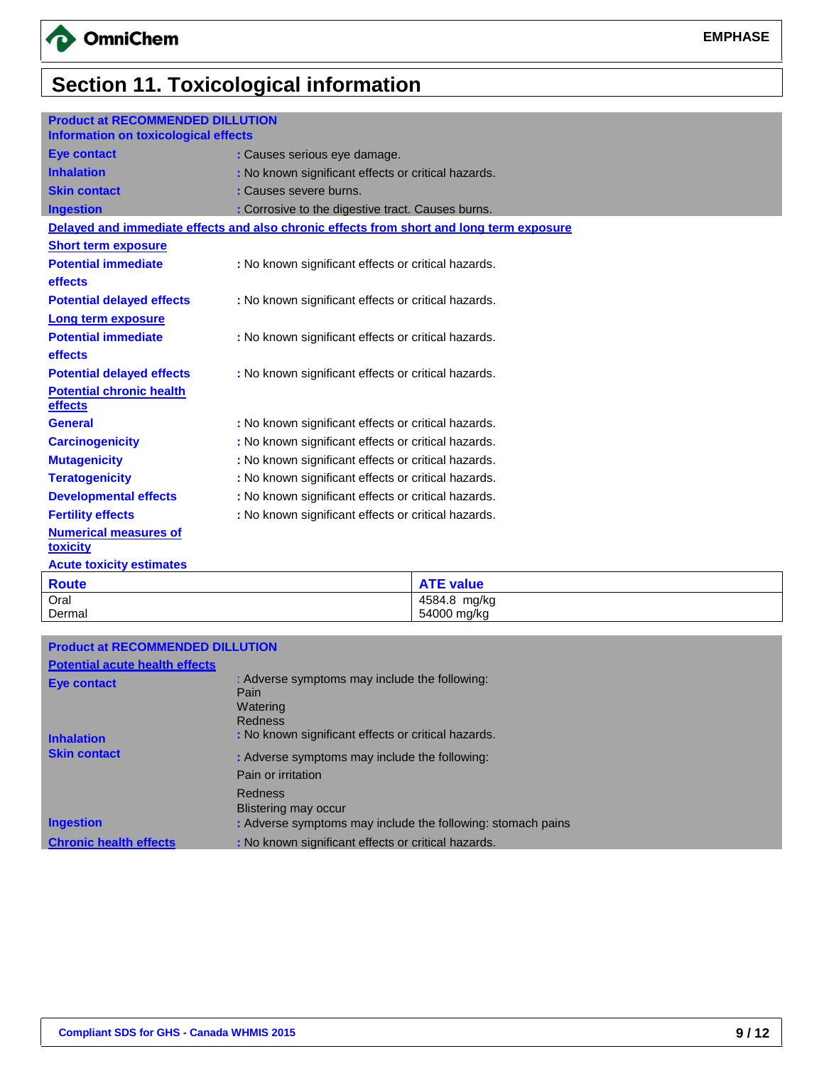# Section 11. Toxicological information

**Product at RECOMMENDED DILLUTION**

**Information on toxicological effects**

**Eye contact** : Causes serious eye damage.

**Inhalation** : No known significant effects or critical hazards.

**Skin contact** : Causes severe burns.

**Ingestion** : Corrosive to the digestive tract. Causes burns.

**Delayed and immediate effects and also chronic effects from short and long term exposure**

**Short term exposure**

**Potential immediate effects** : No known significant effects or critical hazards.

**Potential delayed effects** : No known significant effects or critical hazards.

**Long term exposure**

**Potential immediate effects** : No known significant effects or critical hazards.

**Potential delayed effects** : No known significant effects or critical hazards.

**Potential chronic health effects**

**General** : No known significant effects or critical hazards.

**Carcinogenicity** : No known significant effects or critical hazards.

**Mutagenicity** : No known significant effects or critical hazards.

**Teratogenicity** : No known significant effects or critical hazards.

**Developmental effects** : No known significant effects or critical hazards.

**Fertility effects** : No known significant effects or critical hazards.

**Numerical measures of toxicity**

**Acute toxicity estimates**

| Route | ATE value |
|---|---|
| Oral | 4584.8 mg/kg |
| Dermal | 54000 mg/kg |

**Product at RECOMMENDED DILLUTION**

**Potential acute health effects**

**Eye contact** : Adverse symptoms may include the following:
Pain
Watering
Redness

**Inhalation** : No known significant effects or critical hazards.

**Skin contact** : Adverse symptoms may include the following:
Pain or irritation
Redness
Blistering may occur

**Ingestion** : Adverse symptoms may include the following: stomach pains

**Chronic health effects** : No known significant effects or critical hazards.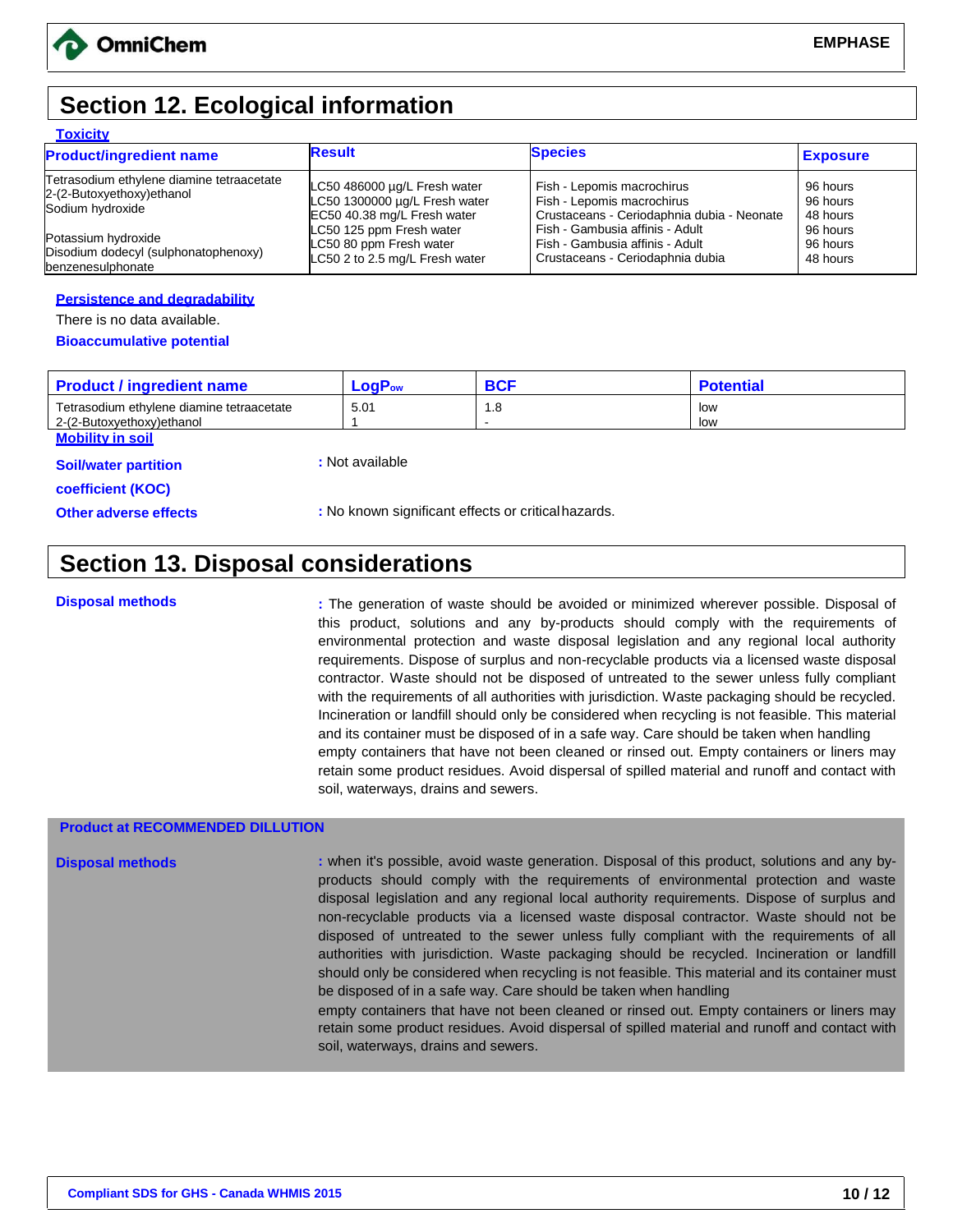## Section 12. Ecological information

**Toxicity**

| Product/ingredient name | Result | Species | Exposure |
|---|---|---|---|
| Tetrasodium ethylene diamine tetraacetate | LC50 486000 µg/L Fresh water | Fish - Lepomis macrochirus | 96 hours |
| 2-(2-Butoxyethoxy)ethanol | LC50 1300000 µg/L Fresh water | Fish - Lepomis macrochirus | 96 hours |
| Sodium hydroxide | EC50 40.38 mg/L Fresh water | Crustaceans - Ceriodaphnia dubia - Neonate | 48 hours |
| Potassium hydroxide | LC50 125 ppm Fresh water | Fish - Gambusia affinis - Adult | 96 hours |
| | LC50 80 ppm Fresh water | Fish - Gambusia affinis - Adult | 96 hours |
| Disodium dodecyl (sulphonatophenoxy) benzenesulphonate | LC50 2 to 2.5 mg/L Fresh water | Crustaceans - Ceriodaphnia dubia | 48 hours |

**Persistence and degradability**

There is no data available.

**Bioaccumulative potential**

| Product / ingredient name | $LogP_{ow}$ | BCF | Potential |
|---|---|---|---|
| Tetrasodium ethylene diamine tetraacetate | 5.01 | 1.8 | low |
| 2-(2-Butoxyethoxy)ethanol | 1 | - | low |

**Mobility in soil**

**Soil/water partition coefficient (KOC)** : Not available

**Other adverse effects** : No known significant effects or critical hazards.

## Section 13. Disposal considerations

**Disposal methods** : The generation of waste should be avoided or minimized wherever possible. Disposal of this product, solutions and any by-products should comply with the requirements of environmental protection and waste disposal legislation and any regional local authority requirements. Dispose of surplus and non-recyclable products via a licensed waste disposal contractor. Waste should not be disposed of untreated to the sewer unless fully compliant with the requirements of all authorities with jurisdiction. Waste packaging should be recycled. Incineration or landfill should only be considered when recycling is not feasible. This material and its container must be disposed of in a safe way. Care should be taken when handling empty containers that have not been cleaned or rinsed out. Empty containers or liners may retain some product residues. Avoid dispersal of spilled material and runoff and contact with soil, waterways, drains and sewers.

**Product at RECOMMENDED DILLUTION**

**Disposal methods** : when it's possible, avoid waste generation. Disposal of this product, solutions and any by-products should comply with the requirements of environmental protection and waste disposal legislation and any regional local authority requirements. Dispose of surplus and non-recyclable products via a licensed waste disposal contractor. Waste should not be disposed of untreated to the sewer unless fully compliant with the requirements of all authorities with jurisdiction. Waste packaging should be recycled. Incineration or landfill should only be considered when recycling is not feasible. This material and its container must be disposed of in a safe way. Care should be taken when handling empty containers that have not been cleaned or rinsed out. Empty containers or liners may retain some product residues. Avoid dispersal of spilled material and runoff and contact with soil, waterways, drains and sewers.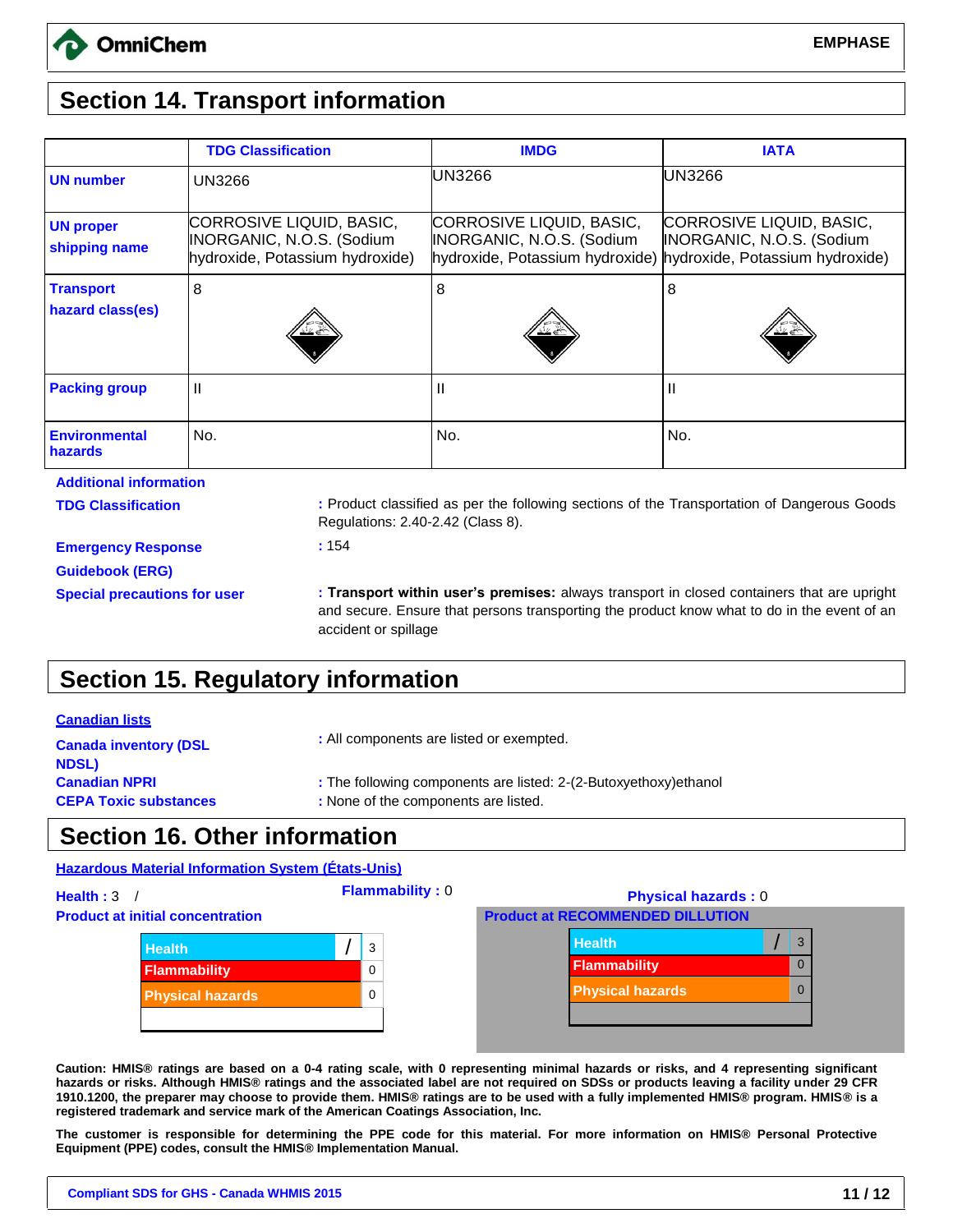## Section 14. Transport information

| | TDG Classification | IMDG | IATA |
|---|---|---|---|
| **UN number** | UN3266 | UN3266 | UN3266 |
| **UN proper shipping name** | CORROSIVE LIQUID, BASIC, INORGANIC, N.O.S. (Sodium hydroxide, Potassium hydroxide) | CORROSIVE LIQUID, BASIC, INORGANIC, N.O.S. (Sodium hydroxide, Potassium hydroxide) | CORROSIVE LIQUID, BASIC, INORGANIC, N.O.S. (Sodium hydroxide, Potassium hydroxide) |
| **Transport hazard class(es)** | 8 | 8 | 8 |
| **Packing group** | II | II | II |
| **Environmental hazards** | No. | No. | No. |

**Additional information**

**TDG Classification** : Product classified as per the following sections of the Transportation of Dangerous Goods Regulations: 2.40-2.42 (Class 8).

**Emergency Response Guidebook (ERG)** : 154

**Special precautions for user** : **Transport within user's premises:** always transport in closed containers that are upright and secure. Ensure that persons transporting the product know what to do in the event of an accident or spillage

## Section 15. Regulatory information

**Canadian lists**

**Canada inventory (DSL NDSL)** : All components are listed or exempted.

**Canadian NPRI** : The following components are listed: 2-(2-Butoxyethoxy)ethanol

**CEPA Toxic substances** : None of the components are listed.

## Section 16. Other information

**Hazardous Material Information System (États-Unis)**

**Health :** 3 / **Flammability :** 0 **Physical hazards :** 0

**Product at initial concentration**

| | | |
|---|---|---|
| Health | / | 3 |
| Flammability | | 0 |
| Physical hazards | | 0 |

**Product at RECOMMENDED DILLUTION**

| | | |
|---|---|---|
| Health | / | 3 |
| Flammability | | 0 |
| Physical hazards | | 0 |

**Caution: HMIS® ratings are based on a 0-4 rating scale, with 0 representing minimal hazards or risks, and 4 representing significant hazards or risks. Although HMIS® ratings and the associated label are not required on SDSs or products leaving a facility under 29 CFR 1910.1200, the preparer may choose to provide them. HMIS® ratings are to be used with a fully implemented HMIS® program. HMIS® is a registered trademark and service mark of the American Coatings Association, Inc.**

**The customer is responsible for determining the PPE code for this material. For more information on HMIS® Personal Protective Equipment (PPE) codes, consult the HMIS® Implementation Manual.**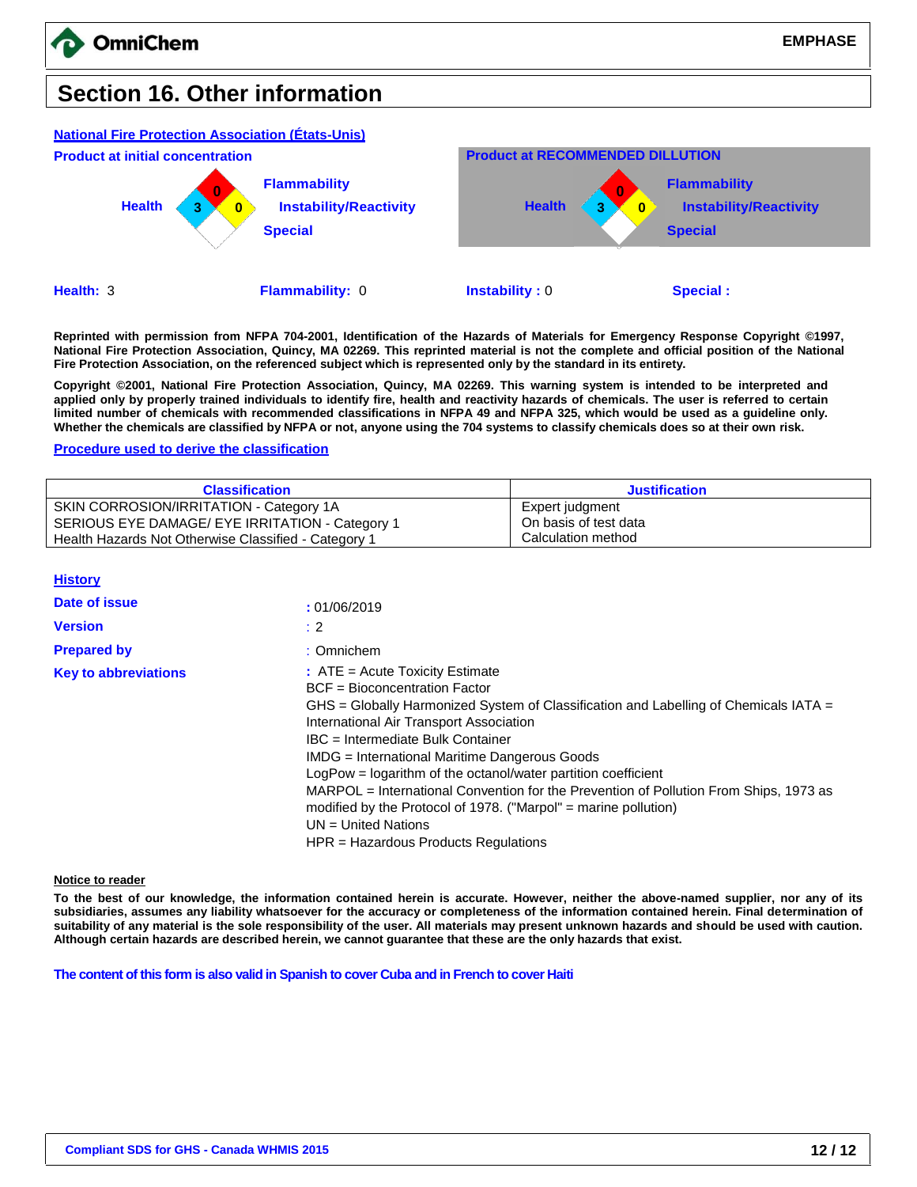# Section 16. Other information

**National Fire Protection Association (États-Unis)**

**Product at initial concentration**

Health 3 — Flammability 0 — Instability/Reactivity 0 — Special

**Product at RECOMMENDED DILUTION**

Health 3 — Flammability 0 — Instability/Reactivity 0 — Special

**Health:** 3 **Flammability:** 0 **Instability :** 0 **Special :**

**Reprinted with permission from NFPA 704-2001, Identification of the Hazards of Materials for Emergency Response Copyright ©1997, National Fire Protection Association, Quincy, MA 02269. This reprinted material is not the complete and official position of the National Fire Protection Association, on the referenced subject which is represented only by the standard in its entirety.**

**Copyright ©2001, National Fire Protection Association, Quincy, MA 02269. This warning system is intended to be interpreted and applied only by properly trained individuals to identify fire, health and reactivity hazards of chemicals. The user is referred to certain limited number of chemicals with recommended classifications in NFPA 49 and NFPA 325, which would be used as a guideline only. Whether the chemicals are classified by NFPA or not, anyone using the 704 systems to classify chemicals does so at their own risk.**

**Procedure used to derive the classification**

| Classification | Justification |
|---|---|
| SKIN CORROSION/IRRITATION - Category 1A | Expert judgment |
| SERIOUS EYE DAMAGE/ EYE IRRITATION - Category 1 | On basis of test data |
| Health Hazards Not Otherwise Classified - Category 1 | Calculation method |

**History**

**Date of issue** : 01/06/2019

**Version** : 2

**Prepared by** : Omnichem

**Key to abbreviations** : ATE = Acute Toxicity Estimate
BCF = Bioconcentration Factor
GHS = Globally Harmonized System of Classification and Labelling of Chemicals IATA = International Air Transport Association
IBC = Intermediate Bulk Container
IMDG = International Maritime Dangerous Goods
LogPow = logarithm of the octanol/water partition coefficient
MARPOL = International Convention for the Prevention of Pollution From Ships, 1973 as modified by the Protocol of 1978. ("Marpol" = marine pollution)
UN = United Nations
HPR = Hazardous Products Regulations

**Notice to reader**

**To the best of our knowledge, the information contained herein is accurate. However, neither the above-named supplier, nor any of its subsidiaries, assumes any liability whatsoever for the accuracy or completeness of the information contained herein. Final determination of suitability of any material is the sole responsibility of the user. All materials may present unknown hazards and should be used with caution. Although certain hazards are described herein, we cannot guarantee that these are the only hazards that exist.**

**The content of this form is also valid in Spanish to cover Cuba and in French to cover Haiti**